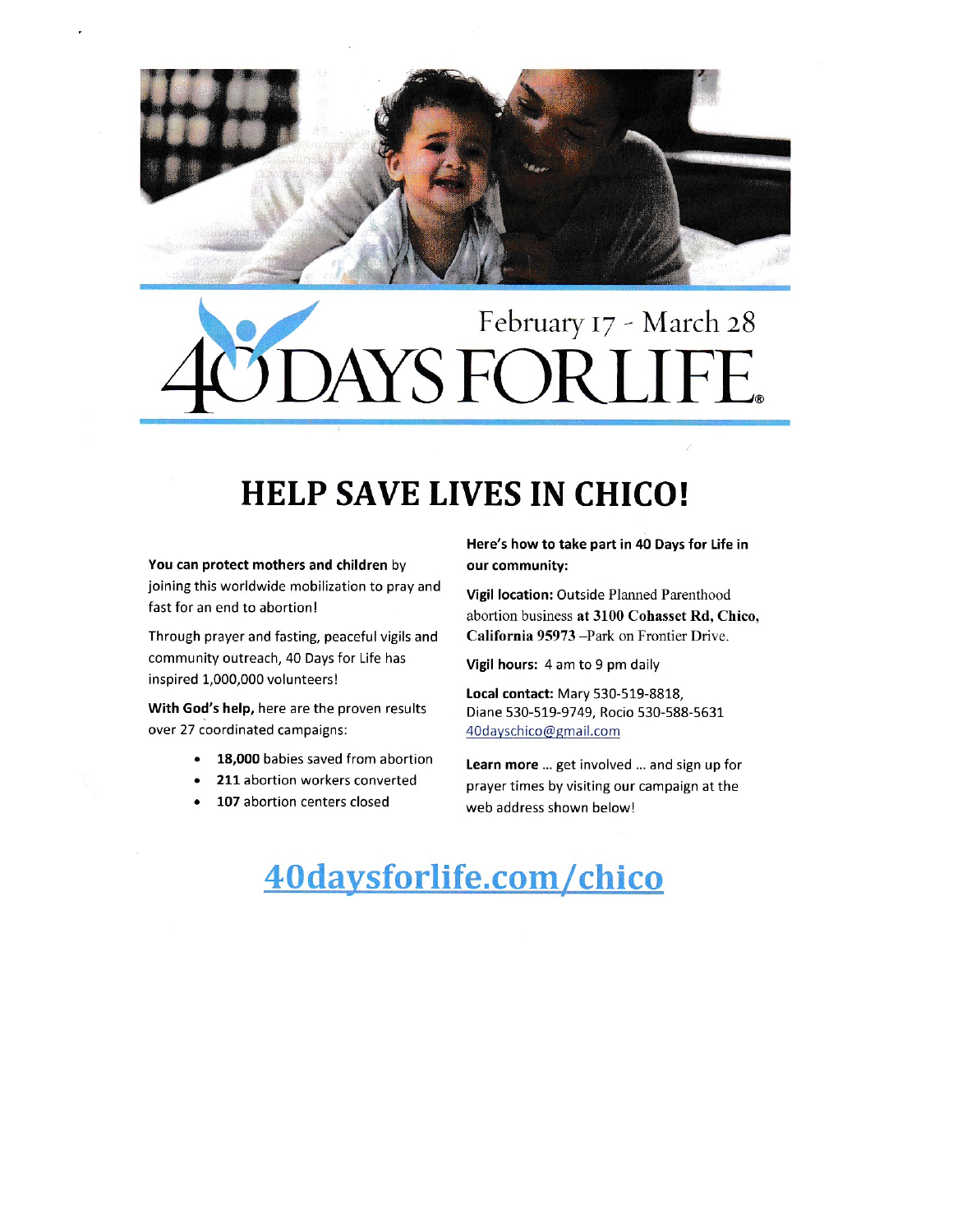February 17 - March 28

# 40 DAYS FOR LIFE®

## HELP SAVE LIVES IN CHICO!

**You can protect mothers and children** by joining this worldwide mobilization to pray and fast for an end to abortion!

Through prayer and fasting, peaceful vigils and community outreach, 40 Days for Life has inspired 1,000,000 volunteers!

**With God's help,** here are the proven results over 27 coordinated campaigns:

- **18,000** babies saved from abortion
- **211** abortion workers converted
- **107** abortion centers closed

**Here's how to take part in 40 Days for Life in our community:**

**Vigil location:** Outside Planned Parenthood abortion business **at 3100 Cohasset Rd, Chico, California 95973** –Park on Frontier Drive.

**Vigil hours:** 4 am to 9 pm daily

**Local contact:** Mary 530-519-8818, Diane 530-519-9749, Rocio 530-588-5631 40dayschico@gmail.com

**Learn more** ... get involved ... and sign up for prayer times by visiting our campaign at the web address shown below!

## 40daysforlife.com/chico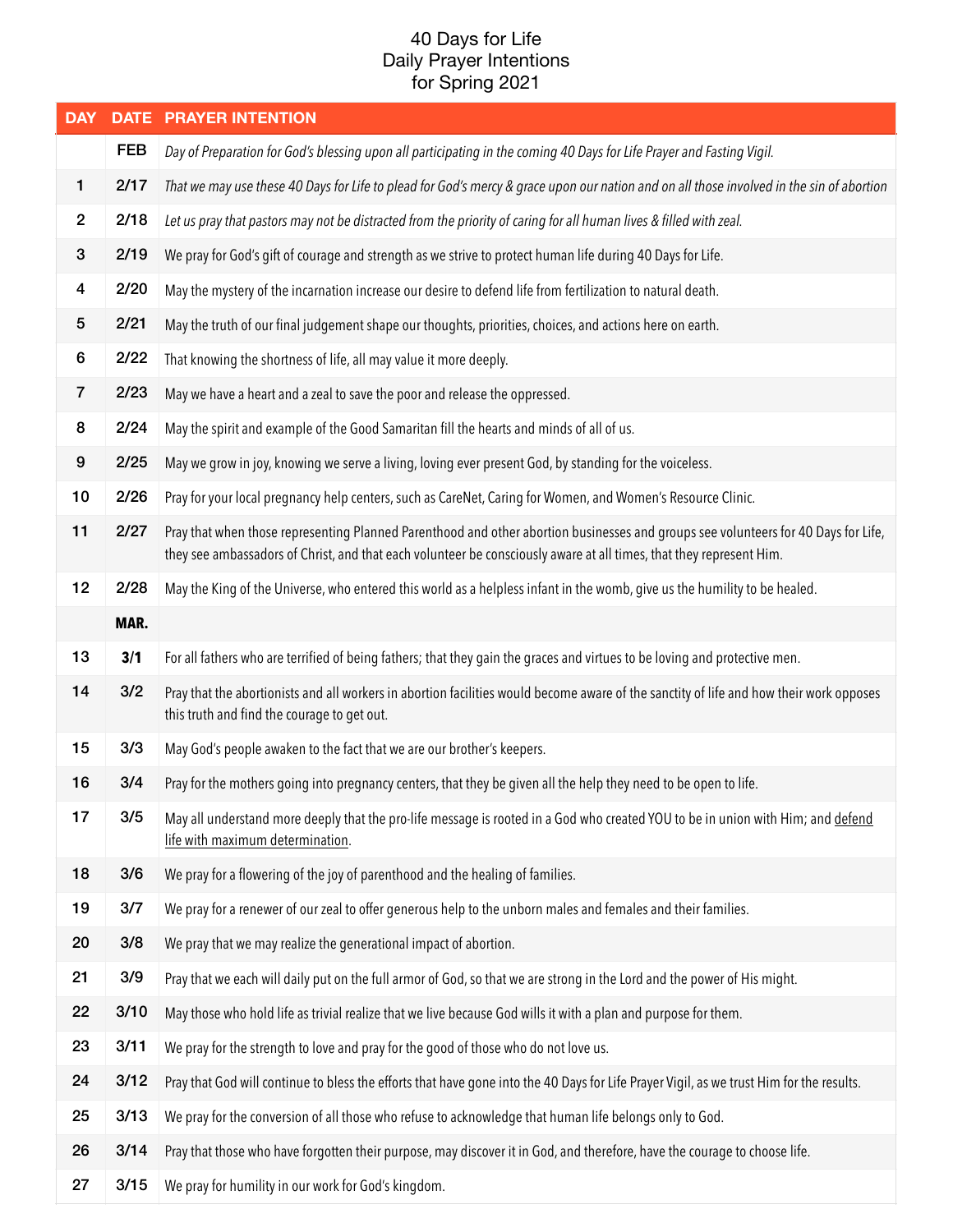# 40 Days for Life
# Daily Prayer Intentions
# for Spring 2021

| DAY | DATE | PRAYER INTENTION |
|---|---|---|
| | **FEB** | *Day of Preparation for God's blessing upon all participating in the coming 40 Days for Life Prayer and Fasting Vigil.* |
| **1** | **2/17** | *That we may use these 40 Days for Life to plead for God's mercy & grace upon our nation and on all those involved in the sin of abortion* |
| **2** | **2/18** | *Let us pray that pastors may not be distracted from the priority of caring for all human lives & filled with zeal.* |
| **3** | **2/19** | We pray for God's gift of courage and strength as we strive to protect human life during 40 Days for Life. |
| **4** | **2/20** | May the mystery of the incarnation increase our desire to defend life from fertilization to natural death. |
| **5** | **2/21** | May the truth of our final judgement shape our thoughts, priorities, choices, and actions here on earth. |
| **6** | **2/22** | That knowing the shortness of life, all may value it more deeply. |
| **7** | **2/23** | May we have a heart and a zeal to save the poor and release the oppressed. |
| **8** | **2/24** | May the spirit and example of the Good Samaritan fill the hearts and minds of all of us. |
| **9** | **2/25** | May we grow in joy, knowing we serve a living, loving ever present God, by standing for the voiceless. |
| **10** | **2/26** | Pray for your local pregnancy help centers, such as CareNet, Caring for Women, and Women's Resource Clinic. |
| **11** | **2/27** | Pray that when those representing Planned Parenthood and other abortion businesses and groups see volunteers for 40 Days for Life, they see ambassadors of Christ, and that each volunteer be consciously aware at all times, that they represent Him. |
| **12** | **2/28** | May the King of the Universe, who entered this world as a helpless infant in the womb, give us the humility to be healed. |
| | **MAR.** | |
| **13** | **3/1** | For all fathers who are terrified of being fathers; that they gain the graces and virtues to be loving and protective men. |
| **14** | **3/2** | Pray that the abortionists and all workers in abortion facilities would become aware of the sanctity of life and how their work opposes this truth and find the courage to get out. |
| **15** | **3/3** | May God's people awaken to the fact that we are our brother's keepers. |
| **16** | **3/4** | Pray for the mothers going into pregnancy centers, that they be given all the help they need to be open to life. |
| **17** | **3/5** | May all understand more deeply that the pro-life message is rooted in a God who created YOU to be in union with Him; and <u>defend life with maximum determination</u>. |
| **18** | **3/6** | We pray for a flowering of the joy of parenthood and the healing of families. |
| **19** | **3/7** | We pray for a renewer of our zeal to offer generous help to the unborn males and females and their families. |
| **20** | **3/8** | We pray that we may realize the generational impact of abortion. |
| **21** | **3/9** | Pray that we each will daily put on the full armor of God, so that we are strong in the Lord and the power of His might. |
| **22** | **3/10** | May those who hold life as trivial realize that we live because God wills it with a plan and purpose for them. |
| **23** | **3/11** | We pray for the strength to love and pray for the good of those who do not love us. |
| **24** | **3/12** | Pray that God will continue to bless the efforts that have gone into the 40 Days for Life Prayer Vigil, as we trust Him for the results. |
| **25** | **3/13** | We pray for the conversion of all those who refuse to acknowledge that human life belongs only to God. |
| **26** | **3/14** | Pray that those who have forgotten their purpose, may discover it in God, and therefore, have the courage to choose life. |
| **27** | **3/15** | We pray for humility in our work for God's kingdom. |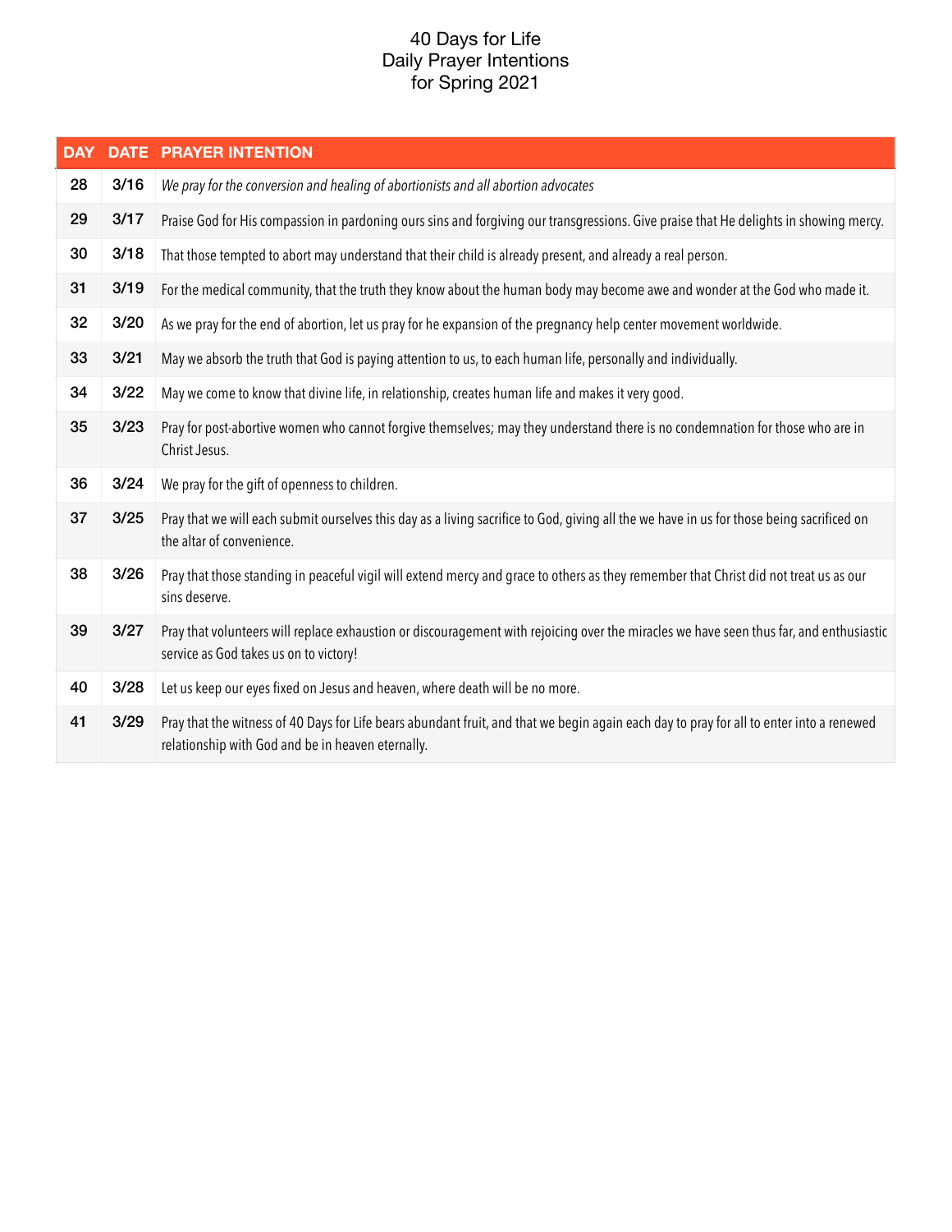# 40 Days for Life
# Daily Prayer Intentions
# for Spring 2021

| DAY | DATE | PRAYER INTENTION |
|---|---|---|
| 28 | 3/16 | *We pray for the conversion and healing of abortionists and all abortion advocates* |
| 29 | 3/17 | Praise God for His compassion in pardoning ours sins and forgiving our transgressions. Give praise that He delights in showing mercy. |
| 30 | 3/18 | That those tempted to abort may understand that their child is already present, and already a real person. |
| 31 | 3/19 | For the medical community, that the truth they know about the human body may become awe and wonder at the God who made it. |
| 32 | 3/20 | As we pray for the end of abortion, let us pray for he expansion of the pregnancy help center movement worldwide. |
| 33 | 3/21 | May we absorb the truth that God is paying attention to us, to each human life, personally and individually. |
| 34 | 3/22 | May we come to know that divine life, in relationship, creates human life and makes it very good. |
| 35 | 3/23 | Pray for post-abortive women who cannot forgive themselves; may they understand there is no condemnation for those who are in Christ Jesus. |
| 36 | 3/24 | We pray for the gift of openness to children. |
| 37 | 3/25 | Pray that we will each submit ourselves this day as a living sacrifice to God, giving all the we have in us for those being sacrificed on the altar of convenience. |
| 38 | 3/26 | Pray that those standing in peaceful vigil will extend mercy and grace to others as they remember that Christ did not treat us as our sins deserve. |
| 39 | 3/27 | Pray that volunteers will replace exhaustion or discouragement with rejoicing over the miracles we have seen thus far, and enthusiastic service as God takes us on to victory! |
| 40 | 3/28 | Let us keep our eyes fixed on Jesus and heaven, where death will be no more. |
| 41 | 3/29 | Pray that the witness of 40 Days for Life bears abundant fruit, and that we begin again each day to pray for all to enter into a renewed relationship with God and be in heaven eternally. |